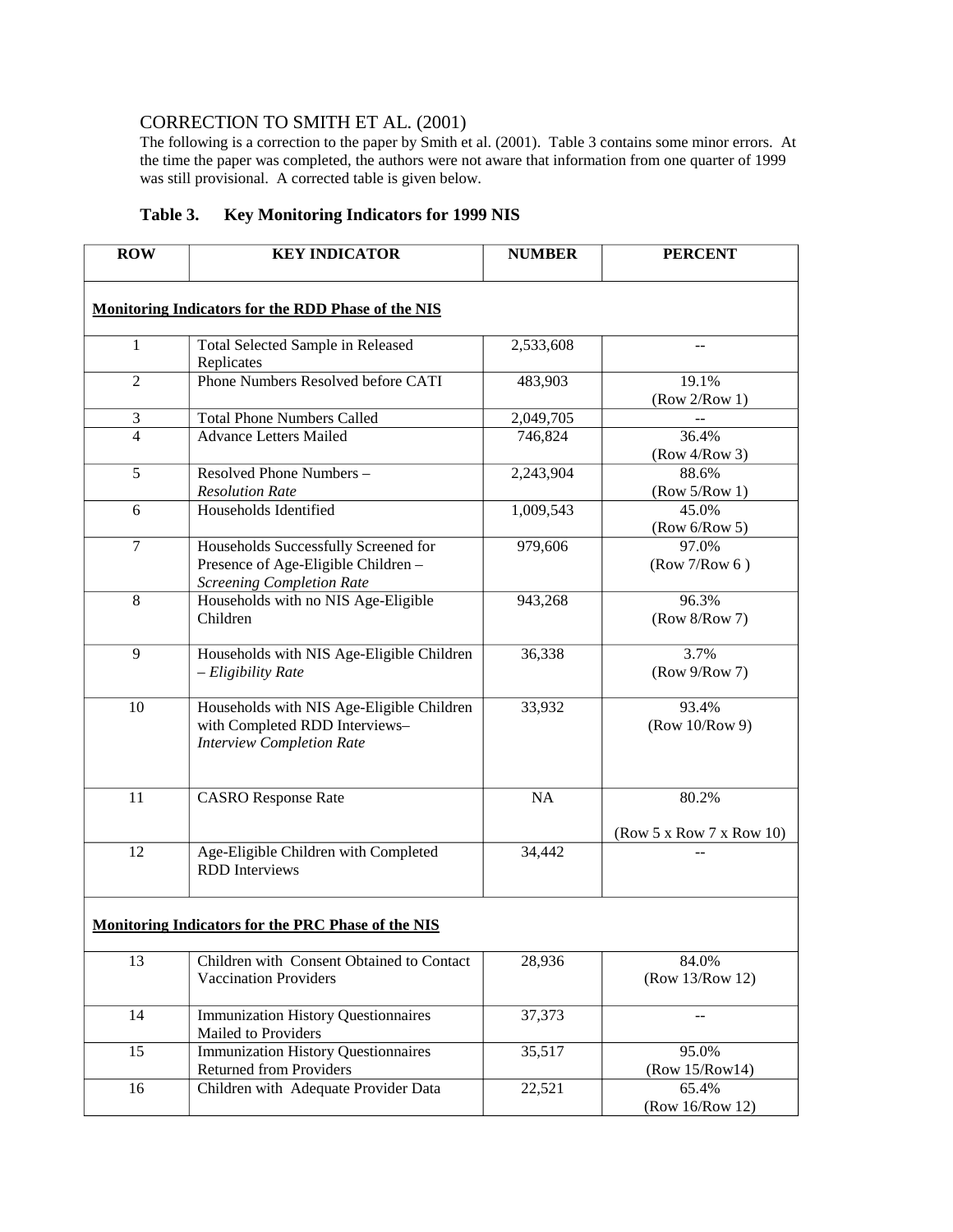# CORRECTION TO SMITH ET AL. (2001)

The following is a correction to the paper by Smith et al. (2001). Table 3 contains some minor errors. At the time the paper was completed, the authors were not aware that information from one quarter of 1999 was still provisional. A corrected table is given below.

**Table 3. Key Monitoring Indicators for 1999 NIS**

| ROW | KEY INDICATOR | NUMBER | PERCENT |
|---|---|---|---|
| **Monitoring Indicators for the RDD Phase of the NIS** | | | |
| 1 | Total Selected Sample in Released Replicates | 2,533,608 | -- |
| 2 | Phone Numbers Resolved before CATI | 483,903 | 19.1% (Row 2/Row 1) |
| 3 | Total Phone Numbers Called | 2,049,705 | -- |
| 4 | Advance Letters Mailed | 746,824 | 36.4% (Row 4/Row 3) |
| 5 | Resolved Phone Numbers – *Resolution Rate* | 2,243,904 | 88.6% (Row 5/Row 1) |
| 6 | Households Identified | 1,009,543 | 45.0% (Row 6/Row 5) |
| 7 | Households Successfully Screened for Presence of Age-Eligible Children – *Screening Completion Rate* | 979,606 | 97.0% (Row 7/Row 6 ) |
| 8 | Households with no NIS Age-Eligible Children | 943,268 | 96.3% (Row 8/Row 7) |
| 9 | Households with NIS Age-Eligible Children – *Eligibility Rate* | 36,338 | 3.7% (Row 9/Row 7) |
| 10 | Households with NIS Age-Eligible Children with Completed RDD Interviews– *Interview Completion Rate* | 33,932 | 93.4% (Row 10/Row 9) |
| 11 | CASRO Response Rate | NA | 80.2% (Row 5 x Row 7 x Row 10) |
| 12 | Age-Eligible Children with Completed RDD Interviews | 34,442 | -- |
| **Monitoring Indicators for the PRC Phase of the NIS** | | | |
| 13 | Children with Consent Obtained to Contact Vaccination Providers | 28,936 | 84.0% (Row 13/Row 12) |
| 14 | Immunization History Questionnaires Mailed to Providers | 37,373 | -- |
| 15 | Immunization History Questionnaires Returned from Providers | 35,517 | 95.0% (Row 15/Row14) |
| 16 | Children with Adequate Provider Data | 22,521 | 65.4% (Row 16/Row 12) |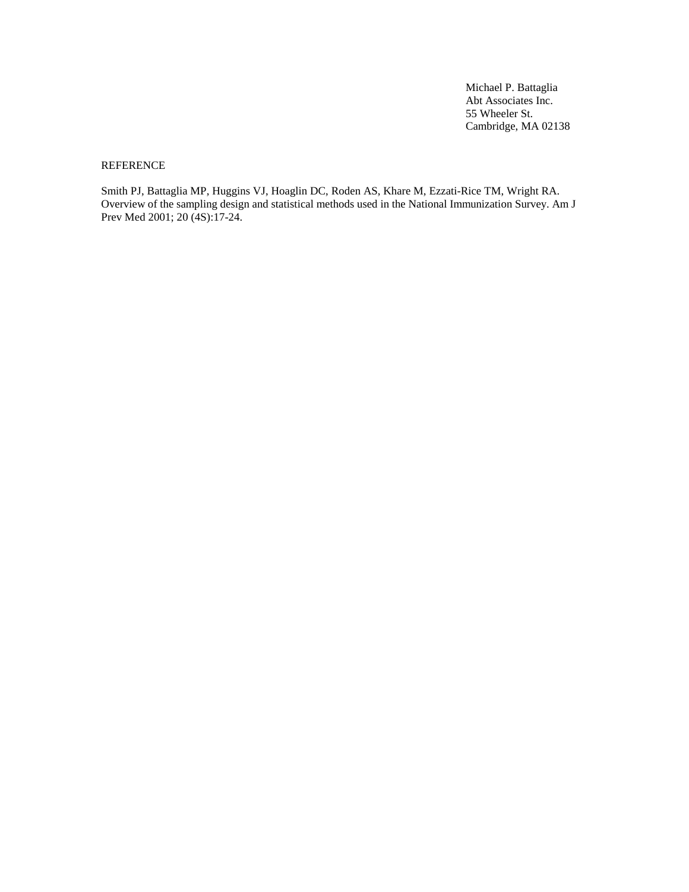Michael P. Battaglia
Abt Associates Inc.
55 Wheeler St.
Cambridge, MA 02138

REFERENCE

Smith PJ, Battaglia MP, Huggins VJ, Hoaglin DC, Roden AS, Khare M, Ezzati-Rice TM, Wright RA. Overview of the sampling design and statistical methods used in the National Immunization Survey. Am J Prev Med 2001; 20 (4S):17-24.